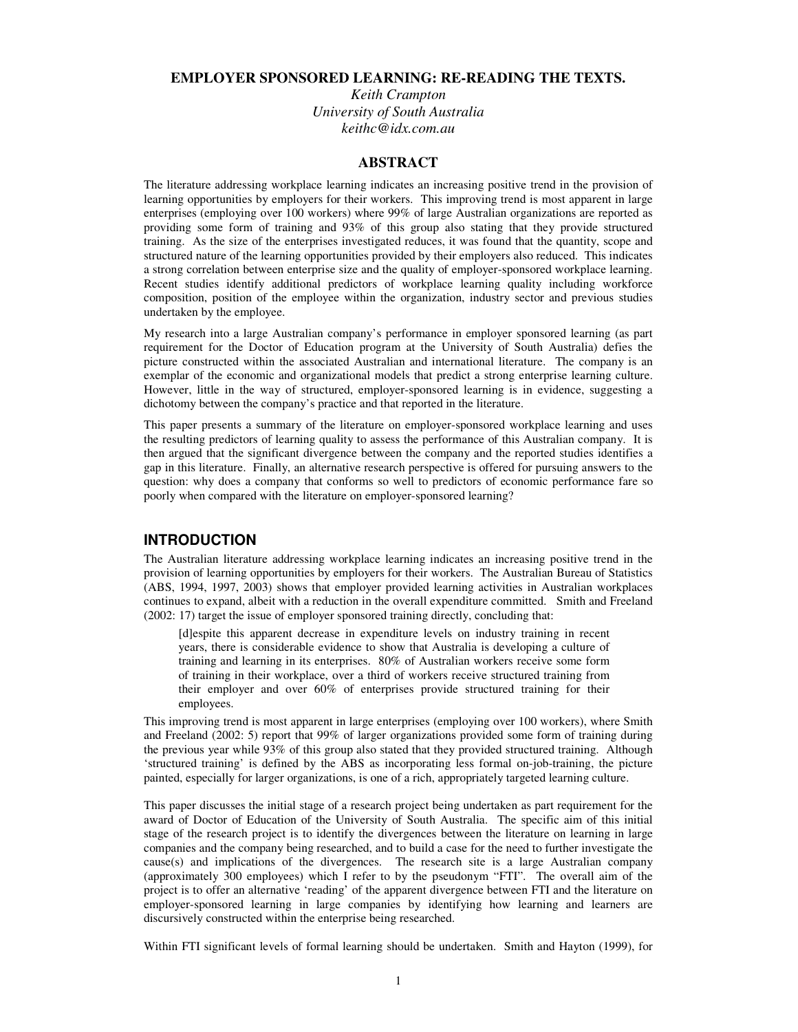# EMPLOYER SPONSORED LEARNING: RE-READING THE TEXTS.

*Keith Crampton*
*University of South Australia*
*keithc@idx.com.au*

## ABSTRACT

The literature addressing workplace learning indicates an increasing positive trend in the provision of learning opportunities by employers for their workers. This improving trend is most apparent in large enterprises (employing over 100 workers) where 99% of large Australian organizations are reported as providing some form of training and 93% of this group also stating that they provide structured training. As the size of the enterprises investigated reduces, it was found that the quantity, scope and structured nature of the learning opportunities provided by their employers also reduced. This indicates a strong correlation between enterprise size and the quality of employer-sponsored workplace learning. Recent studies identify additional predictors of workplace learning quality including workforce composition, position of the employee within the organization, industry sector and previous studies undertaken by the employee.

My research into a large Australian company's performance in employer sponsored learning (as part requirement for the Doctor of Education program at the University of South Australia) defies the picture constructed within the associated Australian and international literature. The company is an exemplar of the economic and organizational models that predict a strong enterprise learning culture. However, little in the way of structured, employer-sponsored learning is in evidence, suggesting a dichotomy between the company's practice and that reported in the literature.

This paper presents a summary of the literature on employer-sponsored workplace learning and uses the resulting predictors of learning quality to assess the performance of this Australian company. It is then argued that the significant divergence between the company and the reported studies identifies a gap in this literature. Finally, an alternative research perspective is offered for pursuing answers to the question: why does a company that conforms so well to predictors of economic performance fare so poorly when compared with the literature on employer-sponsored learning?

## INTRODUCTION

The Australian literature addressing workplace learning indicates an increasing positive trend in the provision of learning opportunities by employers for their workers. The Australian Bureau of Statistics (ABS, 1994, 1997, 2003) shows that employer provided learning activities in Australian workplaces continues to expand, albeit with a reduction in the overall expenditure committed. Smith and Freeland (2002: 17) target the issue of employer sponsored training directly, concluding that:

> [d]espite this apparent decrease in expenditure levels on industry training in recent years, there is considerable evidence to show that Australia is developing a culture of training and learning in its enterprises. 80% of Australian workers receive some form of training in their workplace, over a third of workers receive structured training from their employer and over 60% of enterprises provide structured training for their employees.

This improving trend is most apparent in large enterprises (employing over 100 workers), where Smith and Freeland (2002: 5) report that 99% of larger organizations provided some form of training during the previous year while 93% of this group also stated that they provided structured training. Although 'structured training' is defined by the ABS as incorporating less formal on-job-training, the picture painted, especially for larger organizations, is one of a rich, appropriately targeted learning culture.

This paper discusses the initial stage of a research project being undertaken as part requirement for the award of Doctor of Education of the University of South Australia. The specific aim of this initial stage of the research project is to identify the divergences between the literature on learning in large companies and the company being researched, and to build a case for the need to further investigate the cause(s) and implications of the divergences. The research site is a large Australian company (approximately 300 employees) which I refer to by the pseudonym "FTI". The overall aim of the project is to offer an alternative 'reading' of the apparent divergence between FTI and the literature on employer-sponsored learning in large companies by identifying how learning and learners are discursively constructed within the enterprise being researched.

Within FTI significant levels of formal learning should be undertaken. Smith and Hayton (1999), for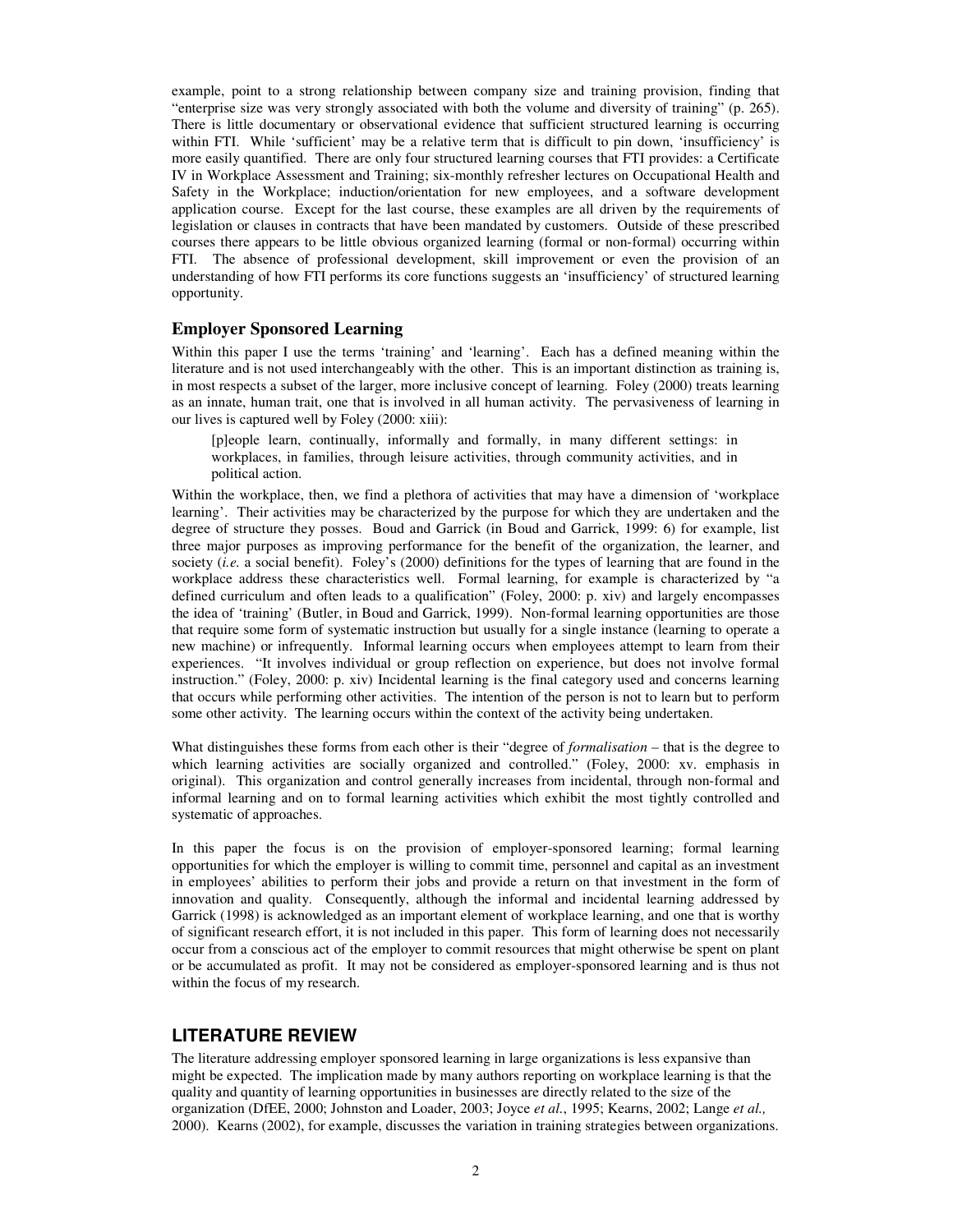example, point to a strong relationship between company size and training provision, finding that "enterprise size was very strongly associated with both the volume and diversity of training" (p. 265). There is little documentary or observational evidence that sufficient structured learning is occurring within FTI. While 'sufficient' may be a relative term that is difficult to pin down, 'insufficiency' is more easily quantified. There are only four structured learning courses that FTI provides: a Certificate IV in Workplace Assessment and Training; six-monthly refresher lectures on Occupational Health and Safety in the Workplace; induction/orientation for new employees, and a software development application course. Except for the last course, these examples are all driven by the requirements of legislation or clauses in contracts that have been mandated by customers. Outside of these prescribed courses there appears to be little obvious organized learning (formal or non-formal) occurring within FTI. The absence of professional development, skill improvement or even the provision of an understanding of how FTI performs its core functions suggests an 'insufficiency' of structured learning opportunity.

## Employer Sponsored Learning

Within this paper I use the terms 'training' and 'learning'. Each has a defined meaning within the literature and is not used interchangeably with the other. This is an important distinction as training is, in most respects a subset of the larger, more inclusive concept of learning. Foley (2000) treats learning as an innate, human trait, one that is involved in all human activity. The pervasiveness of learning in our lives is captured well by Foley (2000: xiii):

> [p]eople learn, continually, informally and formally, in many different settings: in workplaces, in families, through leisure activities, through community activities, and in political action.

Within the workplace, then, we find a plethora of activities that may have a dimension of 'workplace learning'. Their activities may be characterized by the purpose for which they are undertaken and the degree of structure they posses. Boud and Garrick (in Boud and Garrick, 1999: 6) for example, list three major purposes as improving performance for the benefit of the organization, the learner, and society (*i.e.* a social benefit). Foley's (2000) definitions for the types of learning that are found in the workplace address these characteristics well. Formal learning, for example is characterized by "a defined curriculum and often leads to a qualification" (Foley, 2000: p. xiv) and largely encompasses the idea of 'training' (Butler, in Boud and Garrick, 1999). Non-formal learning opportunities are those that require some form of systematic instruction but usually for a single instance (learning to operate a new machine) or infrequently. Informal learning occurs when employees attempt to learn from their experiences. "It involves individual or group reflection on experience, but does not involve formal instruction." (Foley, 2000: p. xiv) Incidental learning is the final category used and concerns learning that occurs while performing other activities. The intention of the person is not to learn but to perform some other activity. The learning occurs within the context of the activity being undertaken.

What distinguishes these forms from each other is their "degree of *formalisation* – that is the degree to which learning activities are socially organized and controlled." (Foley, 2000: xv. emphasis in original). This organization and control generally increases from incidental, through non-formal and informal learning and on to formal learning activities which exhibit the most tightly controlled and systematic of approaches.

In this paper the focus is on the provision of employer-sponsored learning; formal learning opportunities for which the employer is willing to commit time, personnel and capital as an investment in employees' abilities to perform their jobs and provide a return on that investment in the form of innovation and quality. Consequently, although the informal and incidental learning addressed by Garrick (1998) is acknowledged as an important element of workplace learning, and one that is worthy of significant research effort, it is not included in this paper. This form of learning does not necessarily occur from a conscious act of the employer to commit resources that might otherwise be spent on plant or be accumulated as profit. It may not be considered as employer-sponsored learning and is thus not within the focus of my research.

# LITERATURE REVIEW

The literature addressing employer sponsored learning in large organizations is less expansive than might be expected. The implication made by many authors reporting on workplace learning is that the quality and quantity of learning opportunities in businesses are directly related to the size of the organization (DfEE, 2000; Johnston and Loader, 2003; Joyce *et al.*, 1995; Kearns, 2002; Lange *et al.,* 2000). Kearns (2002), for example, discusses the variation in training strategies between organizations.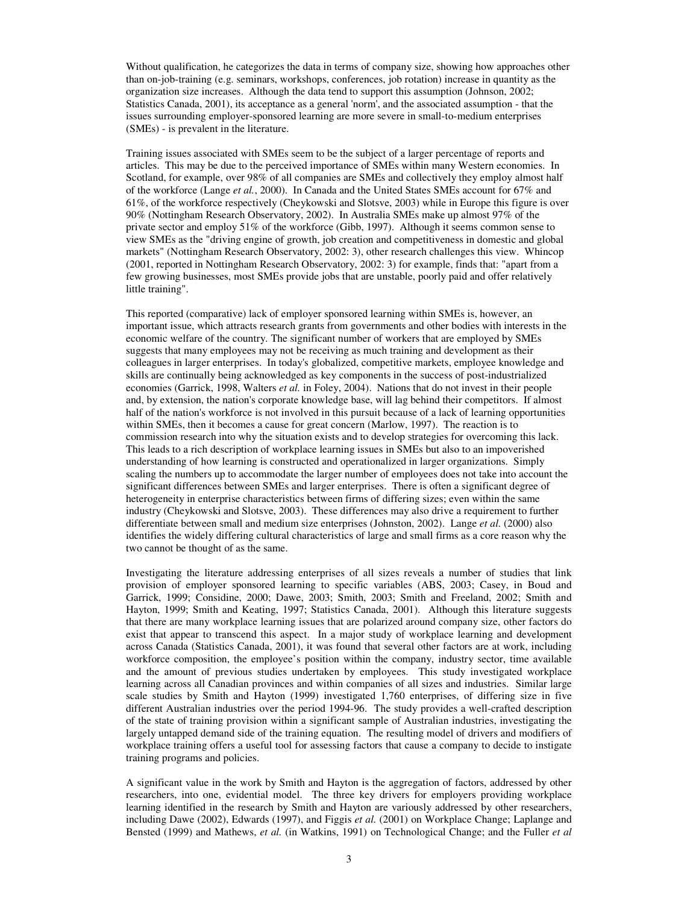Without qualification, he categorizes the data in terms of company size, showing how approaches other than on-job-training (e.g. seminars, workshops, conferences, job rotation) increase in quantity as the organization size increases. Although the data tend to support this assumption (Johnson, 2002; Statistics Canada, 2001), its acceptance as a general 'norm', and the associated assumption - that the issues surrounding employer-sponsored learning are more severe in small-to-medium enterprises (SMEs) - is prevalent in the literature.

Training issues associated with SMEs seem to be the subject of a larger percentage of reports and articles. This may be due to the perceived importance of SMEs within many Western economies. In Scotland, for example, over 98% of all companies are SMEs and collectively they employ almost half of the workforce (Lange *et al.*, 2000). In Canada and the United States SMEs account for 67% and 61%, of the workforce respectively (Cheykowski and Slotsve, 2003) while in Europe this figure is over 90% (Nottingham Research Observatory, 2002). In Australia SMEs make up almost 97% of the private sector and employ 51% of the workforce (Gibb, 1997). Although it seems common sense to view SMEs as the "driving engine of growth, job creation and competitiveness in domestic and global markets" (Nottingham Research Observatory, 2002: 3), other research challenges this view. Whincop (2001, reported in Nottingham Research Observatory, 2002: 3) for example, finds that: "apart from a few growing businesses, most SMEs provide jobs that are unstable, poorly paid and offer relatively little training".

This reported (comparative) lack of employer sponsored learning within SMEs is, however, an important issue, which attracts research grants from governments and other bodies with interests in the economic welfare of the country. The significant number of workers that are employed by SMEs suggests that many employees may not be receiving as much training and development as their colleagues in larger enterprises. In today's globalized, competitive markets, employee knowledge and skills are continually being acknowledged as key components in the success of post-industrialized economies (Garrick, 1998, Walters *et al.* in Foley, 2004). Nations that do not invest in their people and, by extension, the nation's corporate knowledge base, will lag behind their competitors. If almost half of the nation's workforce is not involved in this pursuit because of a lack of learning opportunities within SMEs, then it becomes a cause for great concern (Marlow, 1997). The reaction is to commission research into why the situation exists and to develop strategies for overcoming this lack. This leads to a rich description of workplace learning issues in SMEs but also to an impoverished understanding of how learning is constructed and operationalized in larger organizations. Simply scaling the numbers up to accommodate the larger number of employees does not take into account the significant differences between SMEs and larger enterprises. There is often a significant degree of heterogeneity in enterprise characteristics between firms of differing sizes; even within the same industry (Cheykowski and Slotsve, 2003). These differences may also drive a requirement to further differentiate between small and medium size enterprises (Johnston, 2002). Lange *et al.* (2000) also identifies the widely differing cultural characteristics of large and small firms as a core reason why the two cannot be thought of as the same.

Investigating the literature addressing enterprises of all sizes reveals a number of studies that link provision of employer sponsored learning to specific variables (ABS, 2003; Casey, in Boud and Garrick, 1999; Considine, 2000; Dawe, 2003; Smith, 2003; Smith and Freeland, 2002; Smith and Hayton, 1999; Smith and Keating, 1997; Statistics Canada, 2001). Although this literature suggests that there are many workplace learning issues that are polarized around company size, other factors do exist that appear to transcend this aspect. In a major study of workplace learning and development across Canada (Statistics Canada, 2001), it was found that several other factors are at work, including workforce composition, the employee's position within the company, industry sector, time available and the amount of previous studies undertaken by employees. This study investigated workplace learning across all Canadian provinces and within companies of all sizes and industries. Similar large scale studies by Smith and Hayton (1999) investigated 1,760 enterprises, of differing size in five different Australian industries over the period 1994-96. The study provides a well-crafted description of the state of training provision within a significant sample of Australian industries, investigating the largely untapped demand side of the training equation. The resulting model of drivers and modifiers of workplace training offers a useful tool for assessing factors that cause a company to decide to instigate training programs and policies.

A significant value in the work by Smith and Hayton is the aggregation of factors, addressed by other researchers, into one, evidential model. The three key drivers for employers providing workplace learning identified in the research by Smith and Hayton are variously addressed by other researchers, including Dawe (2002), Edwards (1997), and Figgis *et al.* (2001) on Workplace Change; Laplange and Bensted (1999) and Mathews, *et al.* (in Watkins, 1991) on Technological Change; and the Fuller *et al*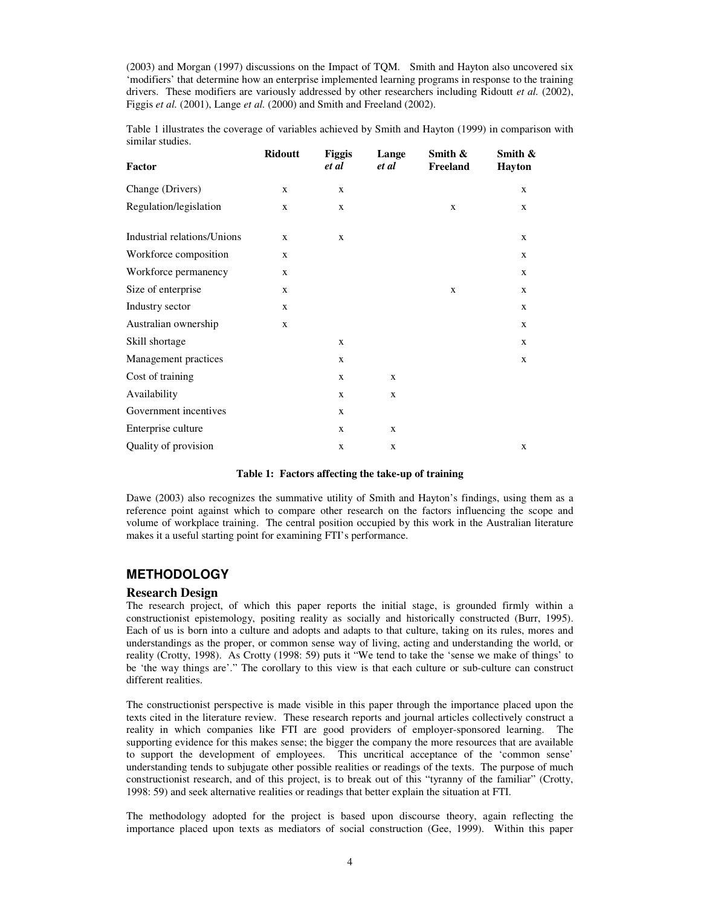(2003) and Morgan (1997) discussions on the Impact of TQM. Smith and Hayton also uncovered six 'modifiers' that determine how an enterprise implemented learning programs in response to the training drivers. These modifiers are variously addressed by other researchers including Ridoutt *et al.* (2002), Figgis *et al.* (2001), Lange *et al.* (2000) and Smith and Freeland (2002).

Table 1 illustrates the coverage of variables achieved by Smith and Hayton (1999) in comparison with similar studies.

| Factor | Ridoutt | Figgis *et al* | Lange *et al* | Smith & Freeland | Smith & Hayton |
|---|---|---|---|---|---|
| Change (Drivers) | x | x | | | x |
| Regulation/legislation | x | x | | x | x |
| Industrial relations/Unions | x | x | | | x |
| Workforce composition | x | | | | x |
| Workforce permanency | x | | | | x |
| Size of enterprise | x | | | x | x |
| Industry sector | x | | | | x |
| Australian ownership | x | | | | x |
| Skill shortage | | x | | | x |
| Management practices | | x | | | x |
| Cost of training | | x | x | | |
| Availability | | x | x | | |
| Government incentives | | x | | | |
| Enterprise culture | | x | x | | |
| Quality of provision | | x | x | | x |

**Table 1: Factors affecting the take-up of training**

Dawe (2003) also recognizes the summative utility of Smith and Hayton's findings, using them as a reference point against which to compare other research on the factors influencing the scope and volume of workplace training. The central position occupied by this work in the Australian literature makes it a useful starting point for examining FTI's performance.

## METHODOLOGY

### Research Design

The research project, of which this paper reports the initial stage, is grounded firmly within a constructionist epistemology, positing reality as socially and historically constructed (Burr, 1995). Each of us is born into a culture and adopts and adapts to that culture, taking on its rules, mores and understandings as the proper, or common sense way of living, acting and understanding the world, or reality (Crotty, 1998). As Crotty (1998: 59) puts it "We tend to take the 'sense we make of things' to be 'the way things are'." The corollary to this view is that each culture or sub-culture can construct different realities.

The constructionist perspective is made visible in this paper through the importance placed upon the texts cited in the literature review. These research reports and journal articles collectively construct a reality in which companies like FTI are good providers of employer-sponsored learning. The supporting evidence for this makes sense; the bigger the company the more resources that are available to support the development of employees. This uncritical acceptance of the 'common sense' understanding tends to subjugate other possible realities or readings of the texts. The purpose of much constructionist research, and of this project, is to break out of this "tyranny of the familiar" (Crotty, 1998: 59) and seek alternative realities or readings that better explain the situation at FTI.

The methodology adopted for the project is based upon discourse theory, again reflecting the importance placed upon texts as mediators of social construction (Gee, 1999). Within this paper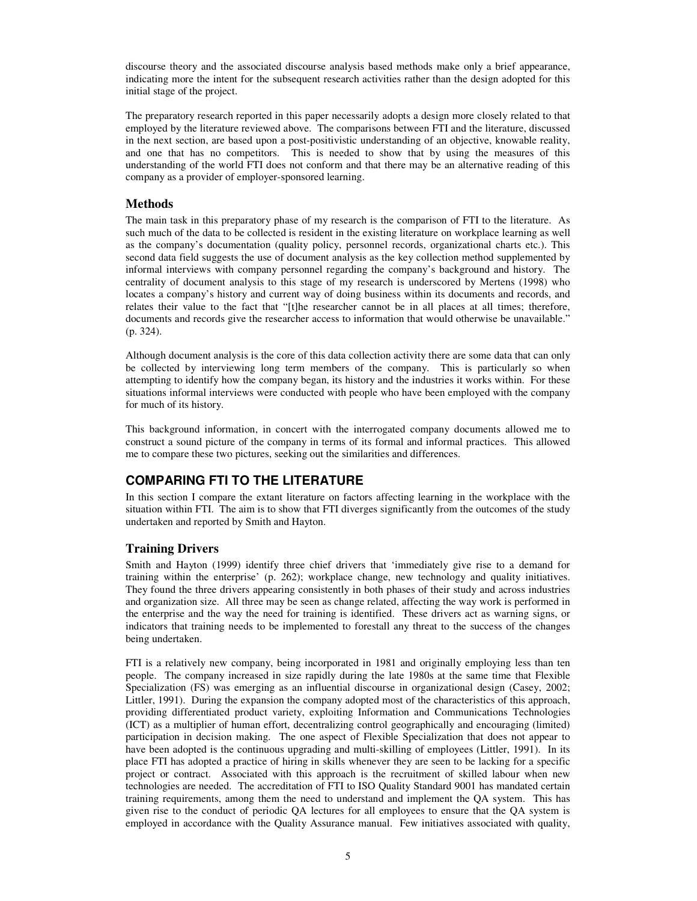discourse theory and the associated discourse analysis based methods make only a brief appearance, indicating more the intent for the subsequent research activities rather than the design adopted for this initial stage of the project.

The preparatory research reported in this paper necessarily adopts a design more closely related to that employed by the literature reviewed above. The comparisons between FTI and the literature, discussed in the next section, are based upon a post-positivistic understanding of an objective, knowable reality, and one that has no competitors. This is needed to show that by using the measures of this understanding of the world FTI does not conform and that there may be an alternative reading of this company as a provider of employer-sponsored learning.

### Methods

The main task in this preparatory phase of my research is the comparison of FTI to the literature. As such much of the data to be collected is resident in the existing literature on workplace learning as well as the company's documentation (quality policy, personnel records, organizational charts etc.). This second data field suggests the use of document analysis as the key collection method supplemented by informal interviews with company personnel regarding the company's background and history. The centrality of document analysis to this stage of my research is underscored by Mertens (1998) who locates a company's history and current way of doing business within its documents and records, and relates their value to the fact that "[t]he researcher cannot be in all places at all times; therefore, documents and records give the researcher access to information that would otherwise be unavailable." (p. 324).

Although document analysis is the core of this data collection activity there are some data that can only be collected by interviewing long term members of the company. This is particularly so when attempting to identify how the company began, its history and the industries it works within. For these situations informal interviews were conducted with people who have been employed with the company for much of its history.

This background information, in concert with the interrogated company documents allowed me to construct a sound picture of the company in terms of its formal and informal practices. This allowed me to compare these two pictures, seeking out the similarities and differences.

## COMPARING FTI TO THE LITERATURE

In this section I compare the extant literature on factors affecting learning in the workplace with the situation within FTI. The aim is to show that FTI diverges significantly from the outcomes of the study undertaken and reported by Smith and Hayton.

### Training Drivers

Smith and Hayton (1999) identify three chief drivers that 'immediately give rise to a demand for training within the enterprise' (p. 262); workplace change, new technology and quality initiatives. They found the three drivers appearing consistently in both phases of their study and across industries and organization size. All three may be seen as change related, affecting the way work is performed in the enterprise and the way the need for training is identified. These drivers act as warning signs, or indicators that training needs to be implemented to forestall any threat to the success of the changes being undertaken.

FTI is a relatively new company, being incorporated in 1981 and originally employing less than ten people. The company increased in size rapidly during the late 1980s at the same time that Flexible Specialization (FS) was emerging as an influential discourse in organizational design (Casey, 2002; Littler, 1991). During the expansion the company adopted most of the characteristics of this approach, providing differentiated product variety, exploiting Information and Communications Technologies (ICT) as a multiplier of human effort, decentralizing control geographically and encouraging (limited) participation in decision making. The one aspect of Flexible Specialization that does not appear to have been adopted is the continuous upgrading and multi-skilling of employees (Littler, 1991). In its place FTI has adopted a practice of hiring in skills whenever they are seen to be lacking for a specific project or contract. Associated with this approach is the recruitment of skilled labour when new technologies are needed. The accreditation of FTI to ISO Quality Standard 9001 has mandated certain training requirements, among them the need to understand and implement the QA system. This has given rise to the conduct of periodic QA lectures for all employees to ensure that the QA system is employed in accordance with the Quality Assurance manual. Few initiatives associated with quality,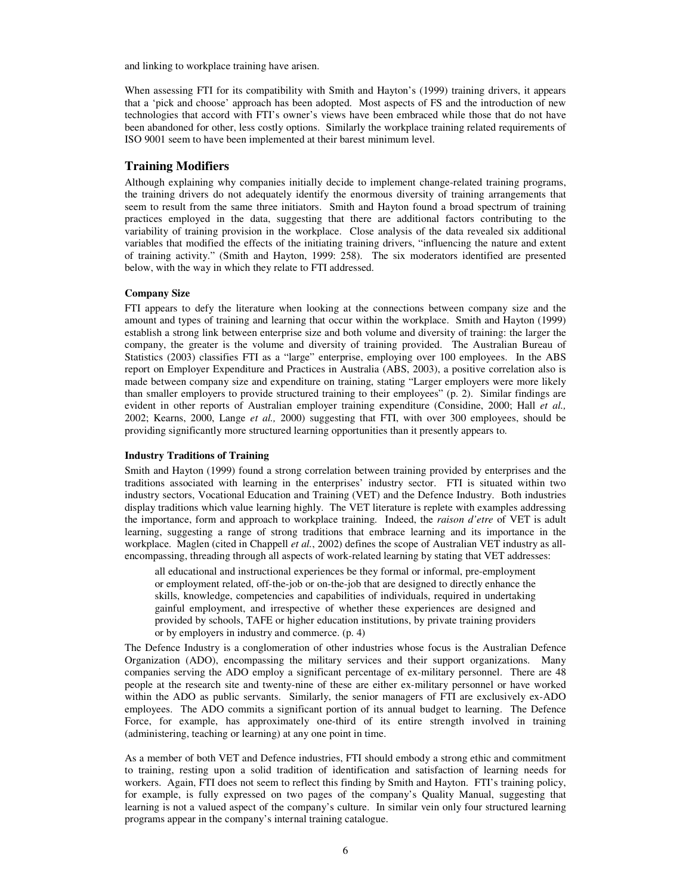and linking to workplace training have arisen.

When assessing FTI for its compatibility with Smith and Hayton's (1999) training drivers, it appears that a 'pick and choose' approach has been adopted. Most aspects of FS and the introduction of new technologies that accord with FTI's owner's views have been embraced while those that do not have been abandoned for other, less costly options. Similarly the workplace training related requirements of ISO 9001 seem to have been implemented at their barest minimum level.

## Training Modifiers

Although explaining why companies initially decide to implement change-related training programs, the training drivers do not adequately identify the enormous diversity of training arrangements that seem to result from the same three initiators. Smith and Hayton found a broad spectrum of training practices employed in the data, suggesting that there are additional factors contributing to the variability of training provision in the workplace. Close analysis of the data revealed six additional variables that modified the effects of the initiating training drivers, "influencing the nature and extent of training activity." (Smith and Hayton, 1999: 258). The six moderators identified are presented below, with the way in which they relate to FTI addressed.

**Company Size**

FTI appears to defy the literature when looking at the connections between company size and the amount and types of training and learning that occur within the workplace. Smith and Hayton (1999) establish a strong link between enterprise size and both volume and diversity of training: the larger the company, the greater is the volume and diversity of training provided. The Australian Bureau of Statistics (2003) classifies FTI as a "large" enterprise, employing over 100 employees. In the ABS report on Employer Expenditure and Practices in Australia (ABS, 2003), a positive correlation also is made between company size and expenditure on training, stating "Larger employers were more likely than smaller employers to provide structured training to their employees" (p. 2). Similar findings are evident in other reports of Australian employer training expenditure (Considine, 2000; Hall *et al.,* 2002; Kearns, 2000, Lange *et al.,* 2000) suggesting that FTI, with over 300 employees, should be providing significantly more structured learning opportunities than it presently appears to.

**Industry Traditions of Training**

Smith and Hayton (1999) found a strong correlation between training provided by enterprises and the traditions associated with learning in the enterprises' industry sector. FTI is situated within two industry sectors, Vocational Education and Training (VET) and the Defence Industry. Both industries display traditions which value learning highly. The VET literature is replete with examples addressing the importance, form and approach to workplace training. Indeed, the *raison d'etre* of VET is adult learning, suggesting a range of strong traditions that embrace learning and its importance in the workplace. Maglen (cited in Chappell *et al.*, 2002) defines the scope of Australian VET industry as all-encompassing, threading through all aspects of work-related learning by stating that VET addresses:

> all educational and instructional experiences be they formal or informal, pre-employment or employment related, off-the-job or on-the-job that are designed to directly enhance the skills, knowledge, competencies and capabilities of individuals, required in undertaking gainful employment, and irrespective of whether these experiences are designed and provided by schools, TAFE or higher education institutions, by private training providers or by employers in industry and commerce. (p. 4)

The Defence Industry is a conglomeration of other industries whose focus is the Australian Defence Organization (ADO), encompassing the military services and their support organizations. Many companies serving the ADO employ a significant percentage of ex-military personnel. There are 48 people at the research site and twenty-nine of these are either ex-military personnel or have worked within the ADO as public servants. Similarly, the senior managers of FTI are exclusively ex-ADO employees. The ADO commits a significant portion of its annual budget to learning. The Defence Force, for example, has approximately one-third of its entire strength involved in training (administering, teaching or learning) at any one point in time.

As a member of both VET and Defence industries, FTI should embody a strong ethic and commitment to training, resting upon a solid tradition of identification and satisfaction of learning needs for workers. Again, FTI does not seem to reflect this finding by Smith and Hayton. FTI's training policy, for example, is fully expressed on two pages of the company's Quality Manual, suggesting that learning is not a valued aspect of the company's culture. In similar vein only four structured learning programs appear in the company's internal training catalogue.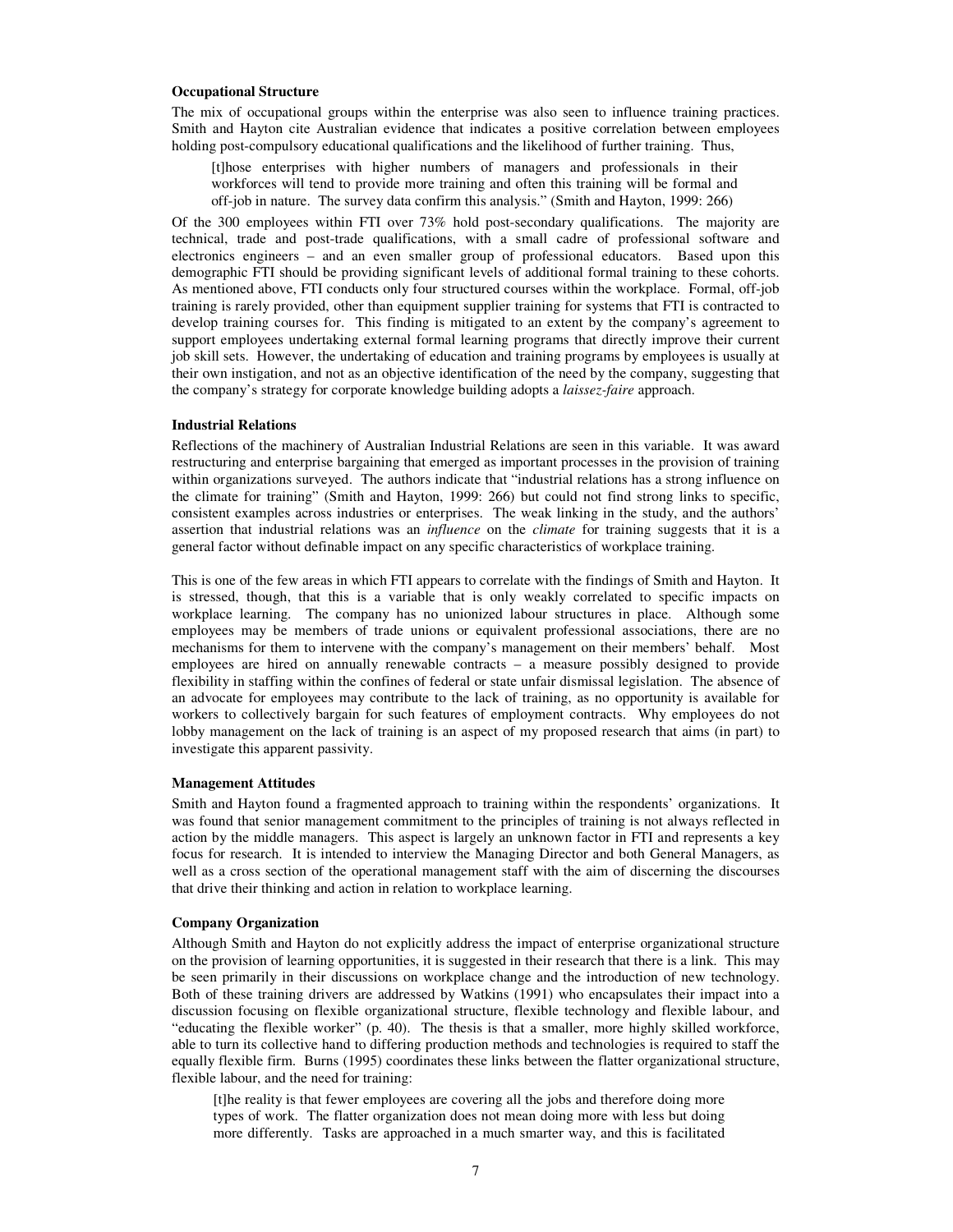**Occupational Structure**

The mix of occupational groups within the enterprise was also seen to influence training practices. Smith and Hayton cite Australian evidence that indicates a positive correlation between employees holding post-compulsory educational qualifications and the likelihood of further training. Thus,

> [t]hose enterprises with higher numbers of managers and professionals in their workforces will tend to provide more training and often this training will be formal and off-job in nature. The survey data confirm this analysis." (Smith and Hayton, 1999: 266)

Of the 300 employees within FTI over 73% hold post-secondary qualifications. The majority are technical, trade and post-trade qualifications, with a small cadre of professional software and electronics engineers – and an even smaller group of professional educators. Based upon this demographic FTI should be providing significant levels of additional formal training to these cohorts. As mentioned above, FTI conducts only four structured courses within the workplace. Formal, off-job training is rarely provided, other than equipment supplier training for systems that FTI is contracted to develop training courses for. This finding is mitigated to an extent by the company's agreement to support employees undertaking external formal learning programs that directly improve their current job skill sets. However, the undertaking of education and training programs by employees is usually at their own instigation, and not as an objective identification of the need by the company, suggesting that the company's strategy for corporate knowledge building adopts a *laissez-faire* approach.

**Industrial Relations**

Reflections of the machinery of Australian Industrial Relations are seen in this variable. It was award restructuring and enterprise bargaining that emerged as important processes in the provision of training within organizations surveyed. The authors indicate that "industrial relations has a strong influence on the climate for training" (Smith and Hayton, 1999: 266) but could not find strong links to specific, consistent examples across industries or enterprises. The weak linking in the study, and the authors' assertion that industrial relations was an *influence* on the *climate* for training suggests that it is a general factor without definable impact on any specific characteristics of workplace training.

This is one of the few areas in which FTI appears to correlate with the findings of Smith and Hayton. It is stressed, though, that this is a variable that is only weakly correlated to specific impacts on workplace learning. The company has no unionized labour structures in place. Although some employees may be members of trade unions or equivalent professional associations, there are no mechanisms for them to intervene with the company's management on their members' behalf. Most employees are hired on annually renewable contracts – a measure possibly designed to provide flexibility in staffing within the confines of federal or state unfair dismissal legislation. The absence of an advocate for employees may contribute to the lack of training, as no opportunity is available for workers to collectively bargain for such features of employment contracts. Why employees do not lobby management on the lack of training is an aspect of my proposed research that aims (in part) to investigate this apparent passivity.

**Management Attitudes**

Smith and Hayton found a fragmented approach to training within the respondents' organizations. It was found that senior management commitment to the principles of training is not always reflected in action by the middle managers. This aspect is largely an unknown factor in FTI and represents a key focus for research. It is intended to interview the Managing Director and both General Managers, as well as a cross section of the operational management staff with the aim of discerning the discourses that drive their thinking and action in relation to workplace learning.

**Company Organization**

Although Smith and Hayton do not explicitly address the impact of enterprise organizational structure on the provision of learning opportunities, it is suggested in their research that there is a link. This may be seen primarily in their discussions on workplace change and the introduction of new technology. Both of these training drivers are addressed by Watkins (1991) who encapsulates their impact into a discussion focusing on flexible organizational structure, flexible technology and flexible labour, and "educating the flexible worker" (p. 40). The thesis is that a smaller, more highly skilled workforce, able to turn its collective hand to differing production methods and technologies is required to staff the equally flexible firm. Burns (1995) coordinates these links between the flatter organizational structure, flexible labour, and the need for training:

> [t]he reality is that fewer employees are covering all the jobs and therefore doing more types of work. The flatter organization does not mean doing more with less but doing more differently. Tasks are approached in a much smarter way, and this is facilitated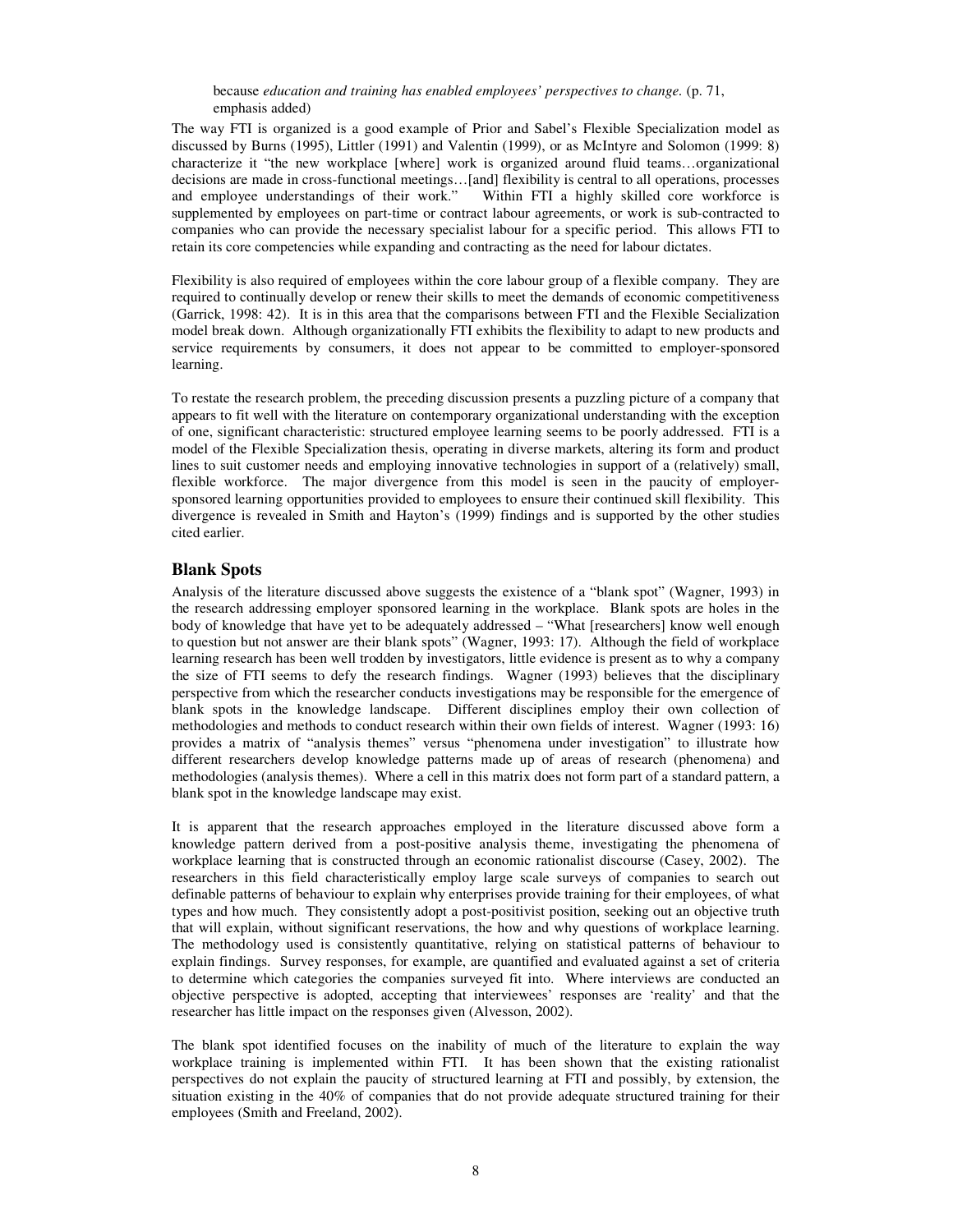because *education and training has enabled employees' perspectives to change.* (p. 71, emphasis added)

The way FTI is organized is a good example of Prior and Sabel's Flexible Specialization model as discussed by Burns (1995), Littler (1991) and Valentin (1999), or as McIntyre and Solomon (1999: 8) characterize it "the new workplace [where] work is organized around fluid teams…organizational decisions are made in cross-functional meetings…[and] flexibility is central to all operations, processes and employee understandings of their work." Within FTI a highly skilled core workforce is supplemented by employees on part-time or contract labour agreements, or work is sub-contracted to companies who can provide the necessary specialist labour for a specific period. This allows FTI to retain its core competencies while expanding and contracting as the need for labour dictates.

Flexibility is also required of employees within the core labour group of a flexible company. They are required to continually develop or renew their skills to meet the demands of economic competitiveness (Garrick, 1998: 42). It is in this area that the comparisons between FTI and the Flexible Secialization model break down. Although organizationally FTI exhibits the flexibility to adapt to new products and service requirements by consumers, it does not appear to be committed to employer-sponsored learning.

To restate the research problem, the preceding discussion presents a puzzling picture of a company that appears to fit well with the literature on contemporary organizational understanding with the exception of one, significant characteristic: structured employee learning seems to be poorly addressed. FTI is a model of the Flexible Specialization thesis, operating in diverse markets, altering its form and product lines to suit customer needs and employing innovative technologies in support of a (relatively) small, flexible workforce. The major divergence from this model is seen in the paucity of employer-sponsored learning opportunities provided to employees to ensure their continued skill flexibility. This divergence is revealed in Smith and Hayton's (1999) findings and is supported by the other studies cited earlier.

## Blank Spots

Analysis of the literature discussed above suggests the existence of a "blank spot" (Wagner, 1993) in the research addressing employer sponsored learning in the workplace. Blank spots are holes in the body of knowledge that have yet to be adequately addressed – "What [researchers] know well enough to question but not answer are their blank spots" (Wagner, 1993: 17). Although the field of workplace learning research has been well trodden by investigators, little evidence is present as to why a company the size of FTI seems to defy the research findings. Wagner (1993) believes that the disciplinary perspective from which the researcher conducts investigations may be responsible for the emergence of blank spots in the knowledge landscape. Different disciplines employ their own collection of methodologies and methods to conduct research within their own fields of interest. Wagner (1993: 16) provides a matrix of "analysis themes" versus "phenomena under investigation" to illustrate how different researchers develop knowledge patterns made up of areas of research (phenomena) and methodologies (analysis themes). Where a cell in this matrix does not form part of a standard pattern, a blank spot in the knowledge landscape may exist.

It is apparent that the research approaches employed in the literature discussed above form a knowledge pattern derived from a post-positive analysis theme, investigating the phenomena of workplace learning that is constructed through an economic rationalist discourse (Casey, 2002). The researchers in this field characteristically employ large scale surveys of companies to search out definable patterns of behaviour to explain why enterprises provide training for their employees, of what types and how much. They consistently adopt a post-positivist position, seeking out an objective truth that will explain, without significant reservations, the how and why questions of workplace learning. The methodology used is consistently quantitative, relying on statistical patterns of behaviour to explain findings. Survey responses, for example, are quantified and evaluated against a set of criteria to determine which categories the companies surveyed fit into. Where interviews are conducted an objective perspective is adopted, accepting that interviewees' responses are 'reality' and that the researcher has little impact on the responses given (Alvesson, 2002).

The blank spot identified focuses on the inability of much of the literature to explain the way workplace training is implemented within FTI. It has been shown that the existing rationalist perspectives do not explain the paucity of structured learning at FTI and possibly, by extension, the situation existing in the 40% of companies that do not provide adequate structured training for their employees (Smith and Freeland, 2002).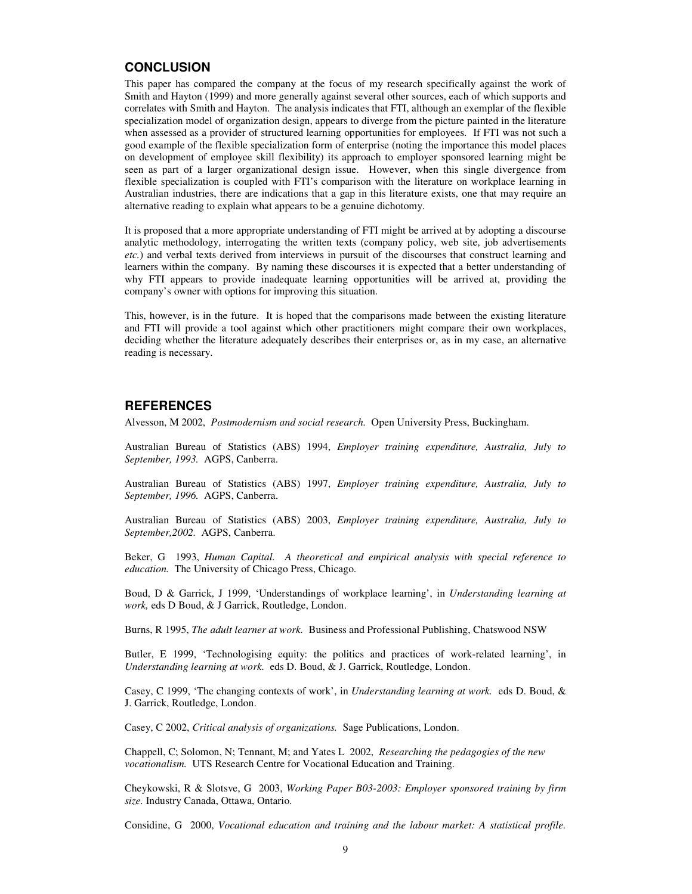## CONCLUSION

This paper has compared the company at the focus of my research specifically against the work of Smith and Hayton (1999) and more generally against several other sources, each of which supports and correlates with Smith and Hayton. The analysis indicates that FTI, although an exemplar of the flexible specialization model of organization design, appears to diverge from the picture painted in the literature when assessed as a provider of structured learning opportunities for employees. If FTI was not such a good example of the flexible specialization form of enterprise (noting the importance this model places on development of employee skill flexibility) its approach to employer sponsored learning might be seen as part of a larger organizational design issue. However, when this single divergence from flexible specialization is coupled with FTI's comparison with the literature on workplace learning in Australian industries, there are indications that a gap in this literature exists, one that may require an alternative reading to explain what appears to be a genuine dichotomy.

It is proposed that a more appropriate understanding of FTI might be arrived at by adopting a discourse analytic methodology, interrogating the written texts (company policy, web site, job advertisements *etc.*) and verbal texts derived from interviews in pursuit of the discourses that construct learning and learners within the company. By naming these discourses it is expected that a better understanding of why FTI appears to provide inadequate learning opportunities will be arrived at, providing the company's owner with options for improving this situation.

This, however, is in the future. It is hoped that the comparisons made between the existing literature and FTI will provide a tool against which other practitioners might compare their own workplaces, deciding whether the literature adequately describes their enterprises or, as in my case, an alternative reading is necessary.

## REFERENCES

Alvesson, M 2002, *Postmodernism and social research.* Open University Press, Buckingham.

Australian Bureau of Statistics (ABS) 1994, *Employer training expenditure, Australia, July to September, 1993.* AGPS, Canberra.

Australian Bureau of Statistics (ABS) 1997, *Employer training expenditure, Australia, July to September, 1996.* AGPS, Canberra.

Australian Bureau of Statistics (ABS) 2003, *Employer training expenditure, Australia, July to September,2002.* AGPS, Canberra.

Beker, G 1993, *Human Capital. A theoretical and empirical analysis with special reference to education.* The University of Chicago Press, Chicago.

Boud, D & Garrick, J 1999, 'Understandings of workplace learning', in *Understanding learning at work,* eds D Boud, & J Garrick, Routledge, London.

Burns, R 1995, *The adult learner at work.* Business and Professional Publishing, Chatswood NSW

Butler, E 1999, 'Technologising equity: the politics and practices of work-related learning', in *Understanding learning at work.* eds D. Boud, & J. Garrick, Routledge, London.

Casey, C 1999, 'The changing contexts of work', in *Understanding learning at work.* eds D. Boud, & J. Garrick, Routledge, London.

Casey, C 2002, *Critical analysis of organizations.* Sage Publications, London.

Chappell, C; Solomon, N; Tennant, M; and Yates L 2002, *Researching the pedagogies of the new vocationalism.* UTS Research Centre for Vocational Education and Training.

Cheykowski, R & Slotsve, G 2003, *Working Paper B03-2003: Employer sponsored training by firm size.* Industry Canada, Ottawa, Ontario.

Considine, G 2000, *Vocational education and training and the labour market: A statistical profile.*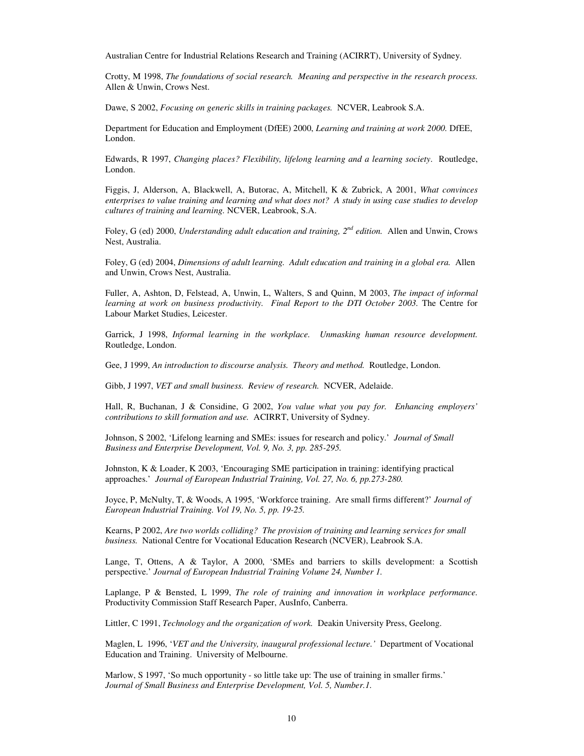Australian Centre for Industrial Relations Research and Training (ACIRRT), University of Sydney.

Crotty, M 1998, *The foundations of social research. Meaning and perspective in the research process.* Allen & Unwin, Crows Nest.

Dawe, S 2002, *Focusing on generic skills in training packages.* NCVER, Leabrook S.A.

Department for Education and Employment (DfEE) 2000, *Learning and training at work 2000.* DfEE, London.

Edwards, R 1997, *Changing places? Flexibility, lifelong learning and a learning society*. Routledge, London.

Figgis, J, Alderson, A, Blackwell, A, Butorac, A, Mitchell, K & Zubrick, A 2001, *What convinces enterprises to value training and learning and what does not? A study in using case studies to develop cultures of training and learning.* NCVER, Leabrook, S.A.

Foley, G (ed) 2000, *Understanding adult education and training, 2nd edition.* Allen and Unwin, Crows Nest, Australia.

Foley, G (ed) 2004, *Dimensions of adult learning. Adult education and training in a global era.* Allen and Unwin, Crows Nest, Australia.

Fuller, A, Ashton, D, Felstead, A, Unwin, L, Walters, S and Quinn, M 2003, *The impact of informal learning at work on business productivity. Final Report to the DTI October 2003.* The Centre for Labour Market Studies, Leicester.

Garrick, J 1998, *Informal learning in the workplace. Unmasking human resource development.* Routledge, London.

Gee, J 1999, *An introduction to discourse analysis. Theory and method.* Routledge, London.

Gibb, J 1997, *VET and small business. Review of research.* NCVER, Adelaide.

Hall, R, Buchanan, J & Considine, G 2002, *You value what you pay for. Enhancing employers' contributions to skill formation and use.* ACIRRT, University of Sydney.

Johnson, S 2002, 'Lifelong learning and SMEs: issues for research and policy.' *Journal of Small Business and Enterprise Development, Vol. 9, No. 3, pp. 285-295.*

Johnston, K & Loader, K 2003, 'Encouraging SME participation in training: identifying practical approaches.' *Journal of European Industrial Training, Vol. 27, No. 6, pp.273-280.*

Joyce, P, McNulty, T, & Woods, A 1995, 'Workforce training. Are small firms different?' *Journal of European Industrial Training. Vol 19, No. 5, pp. 19-25.*

Kearns, P 2002, *Are two worlds colliding? The provision of training and learning services for small business.* National Centre for Vocational Education Research (NCVER), Leabrook S.A.

Lange, T, Ottens, A & Taylor, A 2000, 'SMEs and barriers to skills development: a Scottish perspective.' *Journal of European Industrial Training Volume 24, Number 1.*

Laplange, P & Bensted, L 1999, *The role of training and innovation in workplace performance.* Productivity Commission Staff Research Paper, AusInfo, Canberra.

Littler, C 1991, *Technology and the organization of work.* Deakin University Press, Geelong.

Maglen, L 1996, '*VET and the University, inaugural professional lecture.'* Department of Vocational Education and Training. University of Melbourne.

Marlow, S 1997, 'So much opportunity - so little take up: The use of training in smaller firms.' *Journal of Small Business and Enterprise Development, Vol. 5, Number.1.*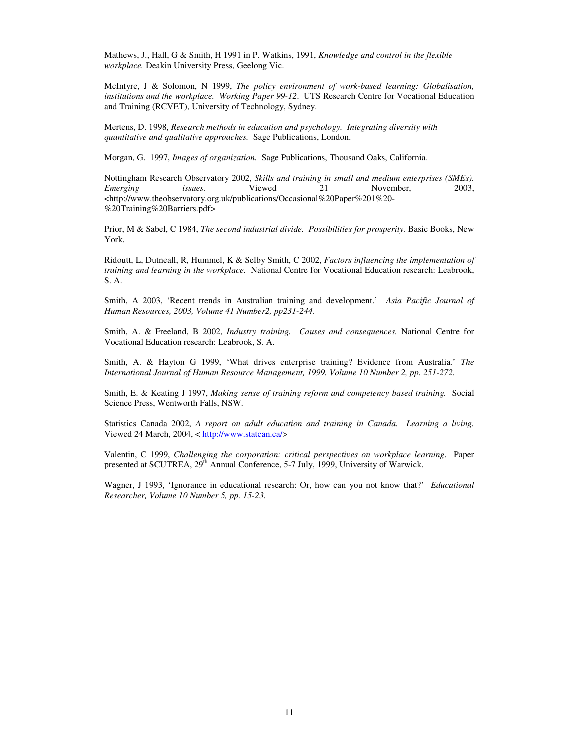Mathews, J., Hall, G & Smith, H 1991 in P. Watkins, 1991, *Knowledge and control in the flexible workplace.* Deakin University Press, Geelong Vic.

McIntyre, J & Solomon, N 1999, *The policy environment of work-based learning: Globalisation, institutions and the workplace. Working Paper 99-12*. UTS Research Centre for Vocational Education and Training (RCVET), University of Technology, Sydney.

Mertens, D. 1998, *Research methods in education and psychology. Integrating diversity with quantitative and qualitative approaches.* Sage Publications, London.

Morgan, G. 1997, *Images of organization.* Sage Publications, Thousand Oaks, California.

Nottingham Research Observatory 2002, *Skills and training in small and medium enterprises (SMEs). Emerging issues.* Viewed 21 November, 2003, <http://www.theobservatory.org.uk/publications/Occasional%20Paper%201%20-%20Training%20Barriers.pdf>

Prior, M & Sabel, C 1984, *The second industrial divide. Possibilities for prosperity.* Basic Books, New York.

Ridoutt, L, Dutneall, R, Hummel, K & Selby Smith, C 2002, *Factors influencing the implementation of training and learning in the workplace.* National Centre for Vocational Education research: Leabrook, S. A.

Smith, A 2003, 'Recent trends in Australian training and development.' *Asia Pacific Journal of Human Resources, 2003, Volume 41 Number2, pp231-244.*

Smith, A. & Freeland, B 2002, *Industry training. Causes and consequences.* National Centre for Vocational Education research: Leabrook, S. A.

Smith, A. & Hayton G 1999, 'What drives enterprise training? Evidence from Australia.' *The International Journal of Human Resource Management, 1999. Volume 10 Number 2, pp. 251-272.*

Smith, E. & Keating J 1997, *Making sense of training reform and competency based training.* Social Science Press, Wentworth Falls, NSW.

Statistics Canada 2002, *A report on adult education and training in Canada. Learning a living.* Viewed 24 March, 2004, < http://www.statcan.ca/>

Valentin, C 1999, *Challenging the corporation: critical perspectives on workplace learning*. Paper presented at SCUTREA, 29th Annual Conference, 5-7 July, 1999, University of Warwick.

Wagner, J 1993, 'Ignorance in educational research: Or, how can you not know that?' *Educational Researcher, Volume 10 Number 5, pp. 15-23.*